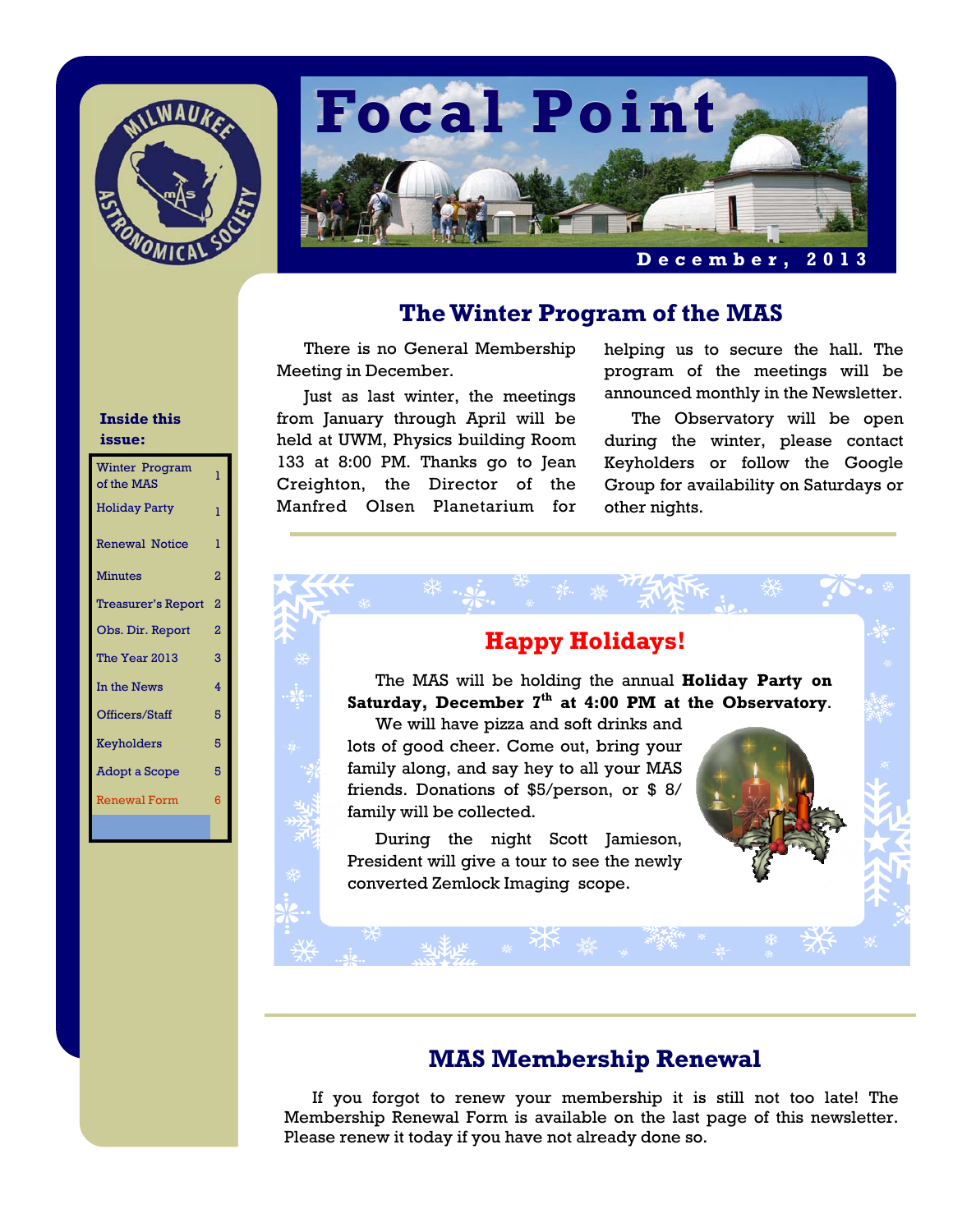# Focal Point

December, 2013

**Inside this issue:**

| | |
|---|---|
| Winter Program of the MAS | 1 |
| Holiday Party | 1 |
| Renewal Notice | 1 |
| Minutes | 2 |
| Treasurer's Report | 2 |
| Obs. Dir. Report | 2 |
| The Year 2013 | 3 |
| In the News | 4 |
| Officers/Staff | 5 |
| Keyholders | 5 |
| Adopt a Scope | 5 |
| Renewal Form | 6 |

## The Winter Program of the MAS

There is no General Membership Meeting in December.

Just as last winter, the meetings from January through April will be held at UWM, Physics building Room 133 at 8:00 PM. Thanks go to Jean Creighton, the Director of the Manfred Olsen Planetarium for helping us to secure the hall. The program of the meetings will be announced monthly in the Newsletter.

The Observatory will be open during the winter, please contact Keyholders or follow the Google Group for availability on Saturdays or other nights.

## Happy Holidays!

The MAS will be holding the annual **Holiday Party on Saturday, December 7th at 4:00 PM at the Observatory**.

We will have pizza and soft drinks and lots of good cheer. Come out, bring your family along, and say hey to all your MAS friends. Donations of $5/person, or $ 8/family will be collected.

During the night Scott Jamieson, President will give a tour to see the newly converted Zemlock Imaging scope.

## MAS Membership Renewal

If you forgot to renew your membership it is still not too late! The Membership Renewal Form is available on the last page of this newsletter. Please renew it today if you have not already done so.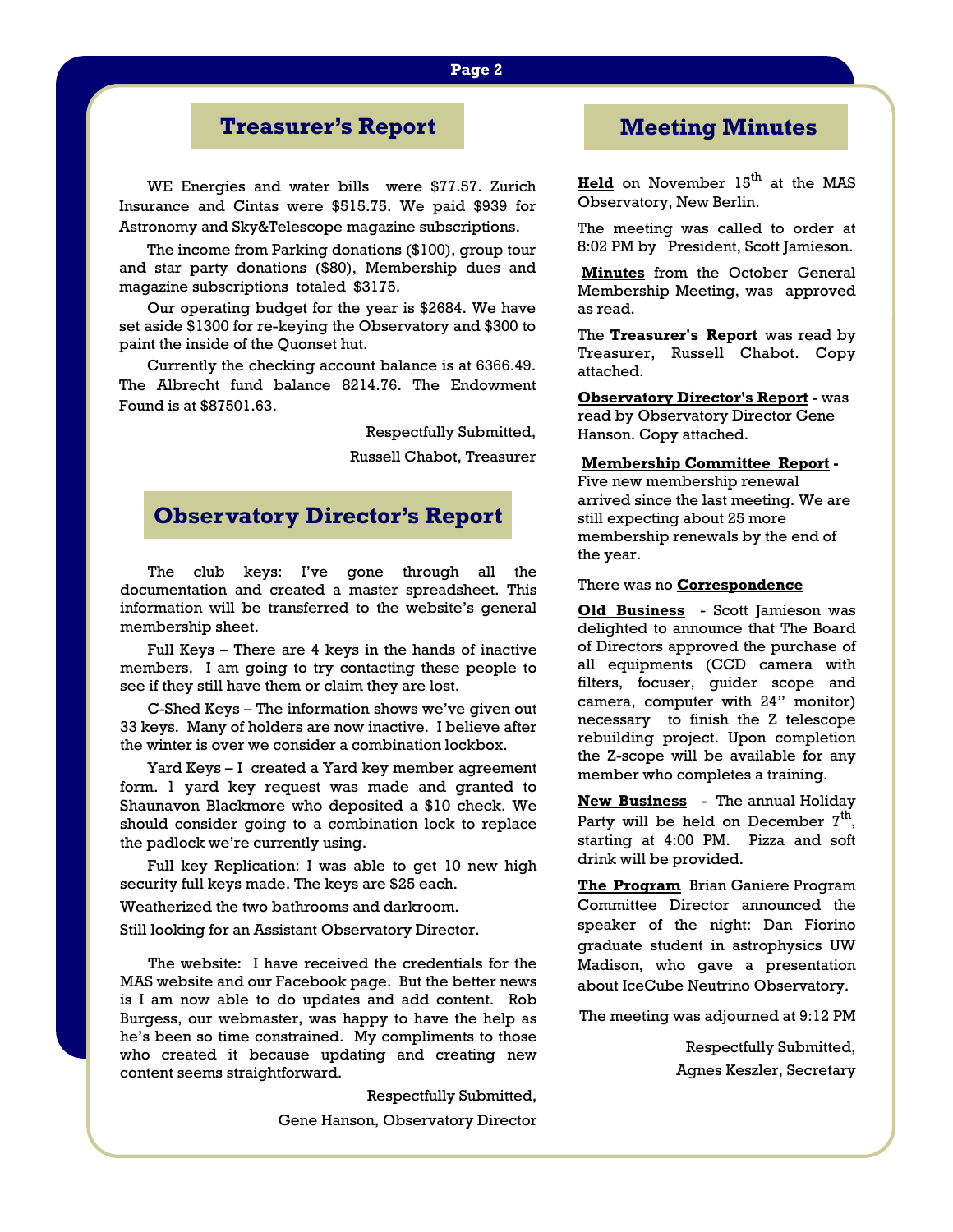## Treasurer's Report

WE Energies and water bills were $77.57. Zurich Insurance and Cintas were $515.75. We paid $939 for Astronomy and Sky&Telescope magazine subscriptions.

The income from Parking donations ($100), group tour and star party donations ($80), Membership dues and magazine subscriptions totaled $3175.

Our operating budget for the year is $2684. We have set aside $1300 for re-keying the Observatory and $300 to paint the inside of the Quonset hut.

Currently the checking account balance is at 6366.49. The Albrecht fund balance 8214.76. The Endowment Found is at $87501.63.

Respectfully Submitted,

Russell Chabot, Treasurer

## Observatory Director's Report

The club keys: I've gone through all the documentation and created a master spreadsheet. This information will be transferred to the website's general membership sheet.

Full Keys – There are 4 keys in the hands of inactive members. I am going to try contacting these people to see if they still have them or claim they are lost.

C-Shed Keys – The information shows we've given out 33 keys. Many of holders are now inactive. I believe after the winter is over we consider a combination lockbox.

Yard Keys – I created a Yard key member agreement form. 1 yard key request was made and granted to Shaunavon Blackmore who deposited a $10 check. We should consider going to a combination lock to replace the padlock we're currently using.

Full key Replication: I was able to get 10 new high security full keys made. The keys are $25 each.

Weatherized the two bathrooms and darkroom.

Still looking for an Assistant Observatory Director.

The website: I have received the credentials for the MAS website and our Facebook page. But the better news is I am now able to do updates and add content. Rob Burgess, our webmaster, was happy to have the help as he's been so time constrained. My compliments to those who created it because updating and creating new content seems straightforward.

Respectfully Submitted,

Gene Hanson, Observatory Director

## Meeting Minutes

**Held** on November 15th at the MAS Observatory, New Berlin.

The meeting was called to order at 8:02 PM by President, Scott Jamieson.

**Minutes** from the October General Membership Meeting, was approved as read.

The **Treasurer's Report** was read by Treasurer, Russell Chabot. Copy attached.

**Observatory Director's Report** - was read by Observatory Director Gene Hanson. Copy attached.

**Membership Committee Report** - Five new membership renewal arrived since the last meeting. We are still expecting about 25 more membership renewals by the end of the year.

There was no **Correspondence**

**Old Business** - Scott Jamieson was delighted to announce that The Board of Directors approved the purchase of all equipments (CCD camera with filters, focuser, guider scope and camera, computer with 24" monitor) necessary to finish the Z telescope rebuilding project. Upon completion the Z-scope will be available for any member who completes a training.

**New Business** - The annual Holiday Party will be held on December 7th, starting at 4:00 PM. Pizza and soft drink will be provided.

**The Program** Brian Ganiere Program Committee Director announced the speaker of the night: Dan Fiorino graduate student in astrophysics UW Madison, who gave a presentation about IceCube Neutrino Observatory.

The meeting was adjourned at 9:12 PM

Respectfully Submitted,

Agnes Keszler, Secretary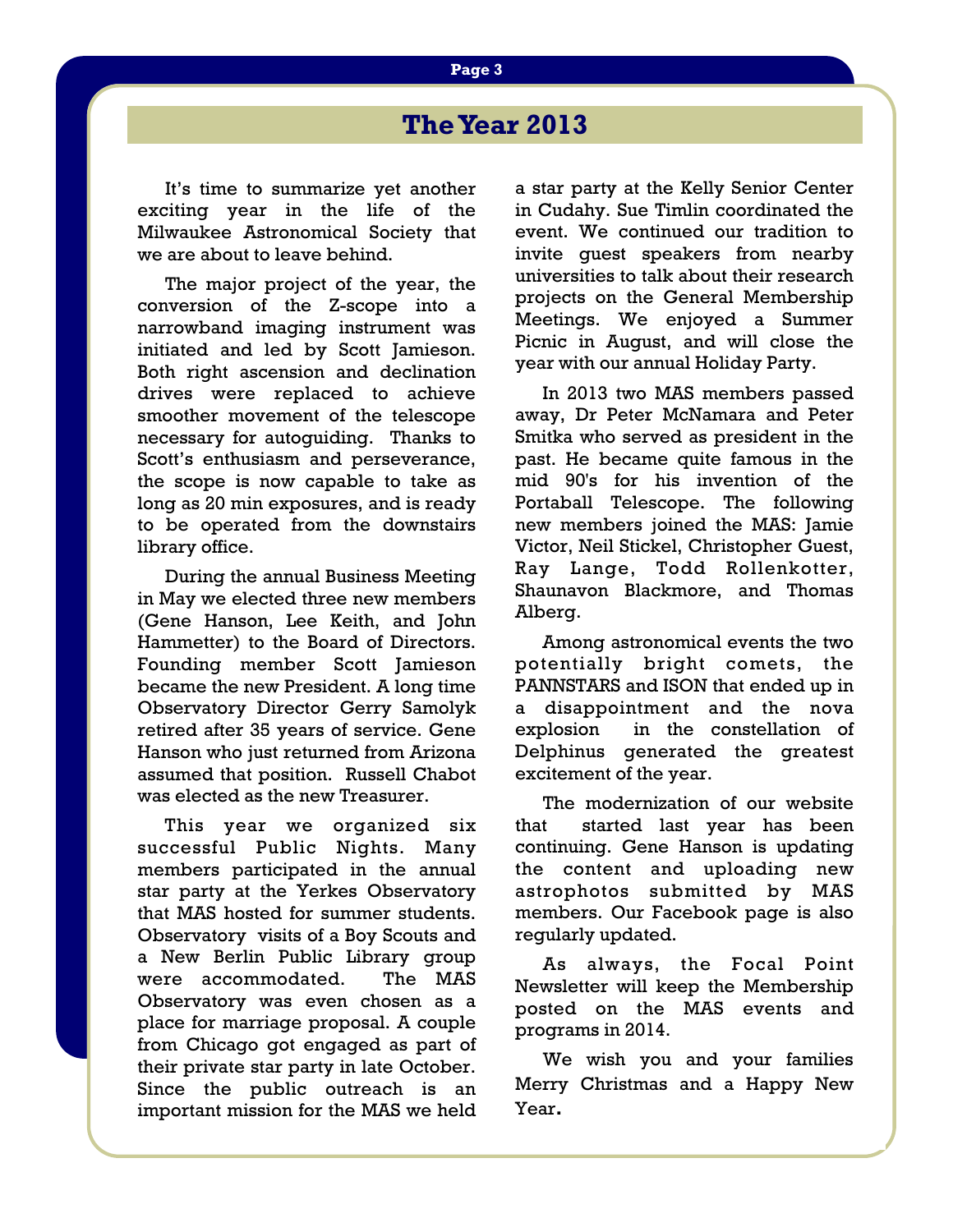# The Year 2013

It's time to summarize yet another exciting year in the life of the Milwaukee Astronomical Society that we are about to leave behind.

The major project of the year, the conversion of the Z-scope into a narrowband imaging instrument was initiated and led by Scott Jamieson. Both right ascension and declination drives were replaced to achieve smoother movement of the telescope necessary for autoguiding. Thanks to Scott's enthusiasm and perseverance, the scope is now capable to take as long as 20 min exposures, and is ready to be operated from the downstairs library office.

During the annual Business Meeting in May we elected three new members (Gene Hanson, Lee Keith, and John Hammetter) to the Board of Directors. Founding member Scott Jamieson became the new President. A long time Observatory Director Gerry Samolyk retired after 35 years of service. Gene Hanson who just returned from Arizona assumed that position. Russell Chabot was elected as the new Treasurer.

This year we organized six successful Public Nights. Many members participated in the annual star party at the Yerkes Observatory that MAS hosted for summer students. Observatory visits of a Boy Scouts and a New Berlin Public Library group were accommodated. The MAS Observatory was even chosen as a place for marriage proposal. A couple from Chicago got engaged as part of their private star party in late October. Since the public outreach is an important mission for the MAS we held a star party at the Kelly Senior Center in Cudahy. Sue Timlin coordinated the event. We continued our tradition to invite guest speakers from nearby universities to talk about their research projects on the General Membership Meetings. We enjoyed a Summer Picnic in August, and will close the year with our annual Holiday Party.

In 2013 two MAS members passed away, Dr Peter McNamara and Peter Smitka who served as president in the past. He became quite famous in the mid 90's for his invention of the Portaball Telescope. The following new members joined the MAS: Jamie Victor, Neil Stickel, Christopher Guest, Ray Lange, Todd Rollenkotter, Shaunavon Blackmore, and Thomas Alberg.

Among astronomical events the two potentially bright comets, the PANNSTARS and ISON that ended up in a disappointment and the nova explosion in the constellation of Delphinus generated the greatest excitement of the year.

The modernization of our website that started last year has been continuing. Gene Hanson is updating the content and uploading new astrophotos submitted by MAS members. Our Facebook page is also regularly updated.

As always, the Focal Point Newsletter will keep the Membership posted on the MAS events and programs in 2014.

We wish you and your families Merry Christmas and a Happy New Year.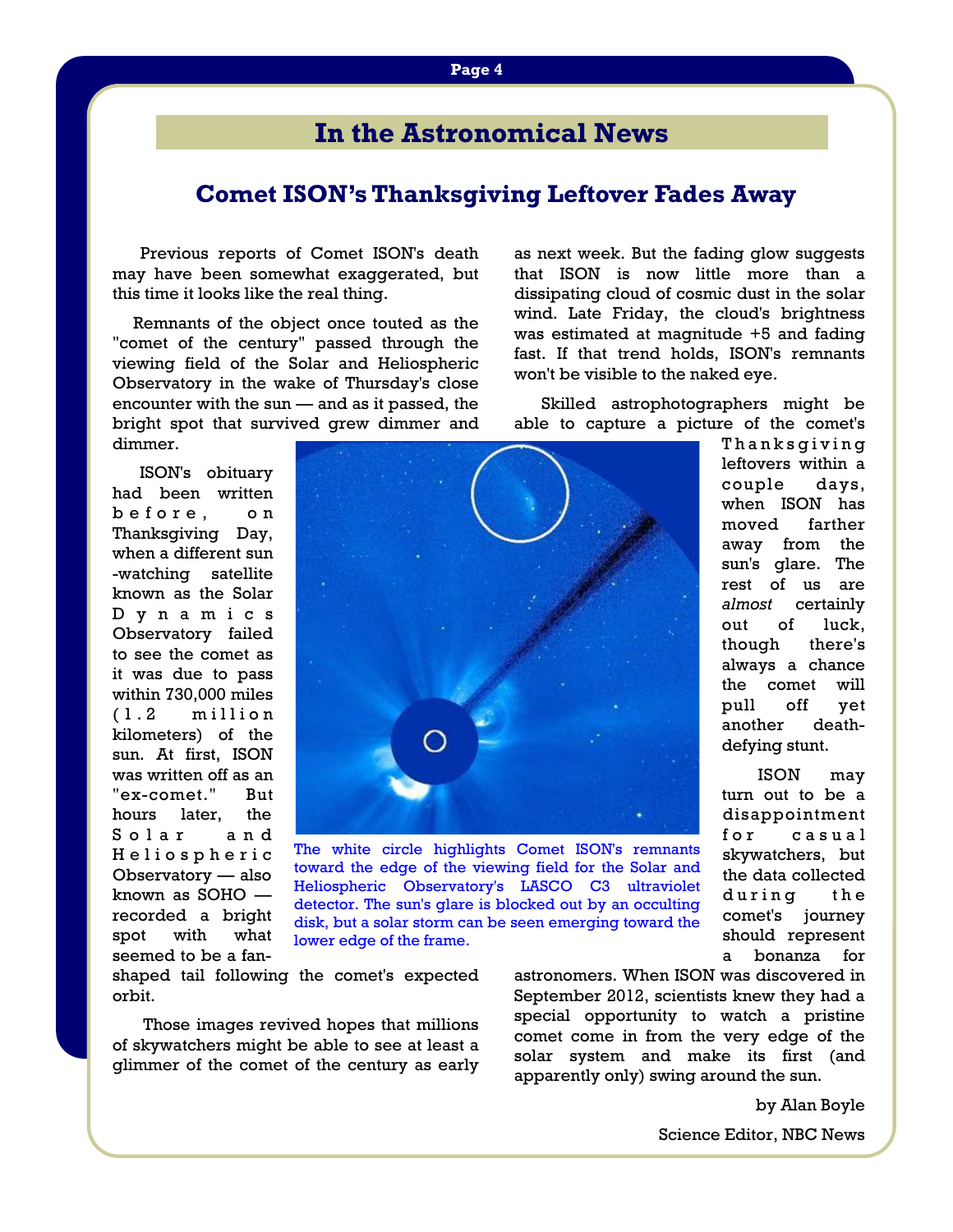# In the Astronomical News

## Comet ISON's Thanksgiving Leftover Fades Away

Previous reports of Comet ISON's death may have been somewhat exaggerated, but this time it looks like the real thing.

Remnants of the object once touted as the "comet of the century" passed through the viewing field of the Solar and Heliospheric Observatory in the wake of Thursday's close encounter with the sun — and as it passed, the bright spot that survived grew dimmer and dimmer.

ISON's obituary had been written before, on Thanksgiving Day, when a different sun-watching satellite known as the Solar Dynamics Observatory failed to see the comet as it was due to pass within 730,000 miles (1.2 million kilometers) of the sun. At first, ISON was written off as an "ex-comet." But hours later, the Solar and Heliospheric Observatory — also known as SOHO — recorded a bright spot with what seemed to be a fan-shaped tail following the comet's expected orbit.

Those images revived hopes that millions of skywatchers might be able to see at least a glimmer of the comet of the century as early as next week. But the fading glow suggests that ISON is now little more than a dissipating cloud of cosmic dust in the solar wind. Late Friday, the cloud's brightness was estimated at magnitude +5 and fading fast. If that trend holds, ISON's remnants won't be visible to the naked eye.

Skilled astrophotographers might be able to capture a picture of the comet's Thanksgiving leftovers within a couple days, when ISON has moved farther away from the sun's glare. The rest of us are *almost* certainly out of luck, though there's always a chance the comet will pull off yet another death-defying stunt.

The white circle highlights Comet ISON's remnants toward the edge of the viewing field for the Solar and Heliospheric Observatory's LASCO C3 ultraviolet detector. The sun's glare is blocked out by an occulting disk, but a solar storm can be seen emerging toward the lower edge of the frame.

ISON may turn out to be a disappointment for casual skywatchers, but the data collected during the comet's journey should represent a bonanza for astronomers. When ISON was discovered in September 2012, scientists knew they had a special opportunity to watch a pristine comet come in from the very edge of the solar system and make its first (and apparently only) swing around the sun.

by Alan Boyle

Science Editor, NBC News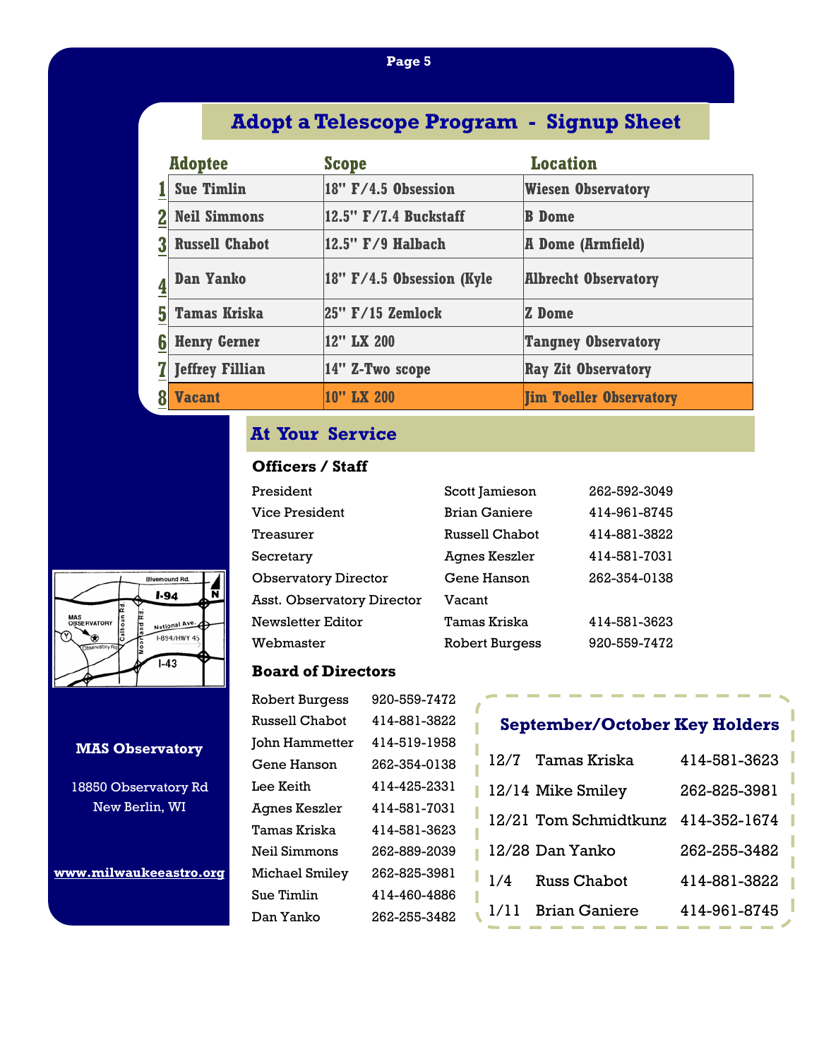## Adopt a Telescope Program - Signup Sheet

| | Adoptee | Scope | Location |
|---|---|---|---|
| 1 | Sue Timlin | 18" F/4.5 Obsession | Wiesen Observatory |
| 2 | Neil Simmons | 12.5" F/7.4 Buckstaff | B Dome |
| 3 | Russell Chabot | 12.5" F/9 Halbach | A Dome (Armfield) |
| 4 | Dan Yanko | 18" F/4.5 Obsession (Kyle | Albrecht Observatory |
| 5 | Tamas Kriska | 25" F/15 Zemlock | Z Dome |
| 6 | Henry Gerner | 12" LX 200 | Tangney Observatory |
| 7 | Jeffrey Fillian | 14" Z-Two scope | Ray Zit Observatory |
| 8 | Vacant | 10" LX 200 | Jim Toeller Observatory |

## At Your Service

### Officers / Staff

| | | |
|---|---|---|
| President | Scott Jamieson | 262-592-3049 |
| Vice President | Brian Ganiere | 414-961-8745 |
| Treasurer | Russell Chabot | 414-881-3822 |
| Secretary | Agnes Keszler | 414-581-7031 |
| Observatory Director | Gene Hanson | 262-354-0138 |
| Asst. Observatory Director | Vacant | |
| Newsletter Editor | Tamas Kriska | 414-581-3623 |
| Webmaster | Robert Burgess | 920-559-7472 |

### Board of Directors

| | |
|---|---|
| Robert Burgess | 920-559-7472 |
| Russell Chabot | 414-881-3822 |
| John Hammetter | 414-519-1958 |
| Gene Hanson | 262-354-0138 |
| Lee Keith | 414-425-2331 |
| Agnes Keszler | 414-581-7031 |
| Tamas Kriska | 414-581-3623 |
| Neil Simmons | 262-889-2039 |
| Michael Smiley | 262-825-3981 |
| Sue Timlin | 414-460-4886 |
| Dan Yanko | 262-255-3482 |

### September/October Key Holders

| | | |
|---|---|---|
| 12/7 | Tamas Kriska | 414-581-3623 |
| 12/14 | Mike Smiley | 262-825-3981 |
| 12/21 | Tom Schmidtkunz | 414-352-1674 |
| 12/28 | Dan Yanko | 262-255-3482 |
| 1/4 | Russ Chabot | 414-881-3822 |
| 1/11 | Brian Ganiere | 414-961-8745 |

Bluemound Rd. I-94 N MAS OBSERVATORY Calhoun Rd. Moorland Rd. National Ave. I-894/HWY 45 Observatory Rd I-43 Y

**MAS Observatory**

18850 Observatory Rd
New Berlin, WI

**www.milwaukeeastro.org**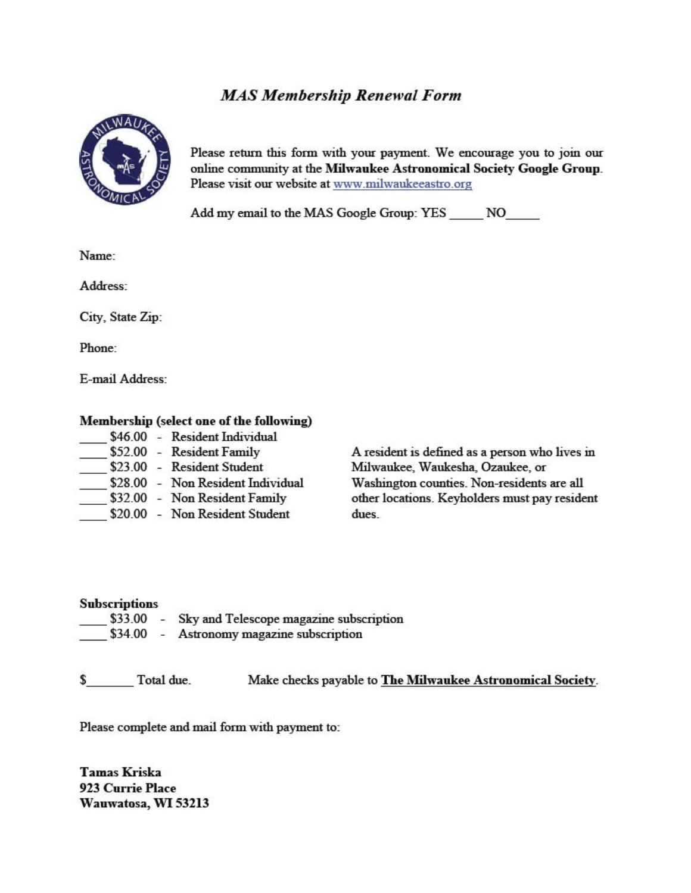# *MAS Membership Renewal Form*

Please return this form with your payment. We encourage you to join our online community at the **Milwaukee Astronomical Society Google Group**. Please visit our website at www.milwaukeeastro.org

Add my email to the MAS Google Group: YES _____ NO_____

Name:

Address:

City, State Zip:

Phone:

E-mail Address:

**Membership (select one of the following)**

____ $46.00 - Resident Individual
____ $52.00 - Resident Family
____ $23.00 - Resident Student
____ $28.00 - Non Resident Individual
____ $32.00 - Non Resident Family
____ $20.00 - Non Resident Student

A resident is defined as a person who lives in Milwaukee, Waukesha, Ozaukee, or Washington counties. Non-residents are all other locations. Keyholders must pay resident dues.

**Subscriptions**

____ $33.00 - Sky and Telescope magazine subscription
____ $34.00 - Astronomy magazine subscription

$_______ Total due.

Make checks payable to **The Milwaukee Astronomical Society**.

Please complete and mail form with payment to:

**Tamas Kriska**
**923 Currie Place**
**Wauwatosa, WI 53213**